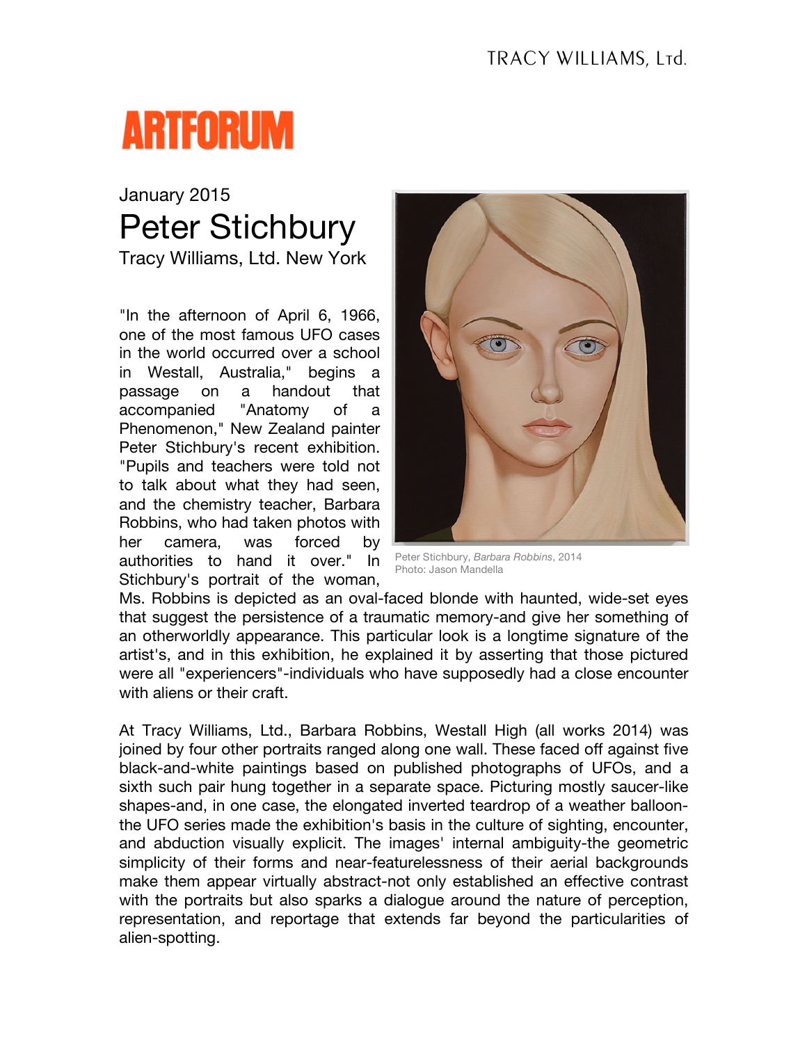TRACY WILLIAMS, Ltd.

# ARTFORUM

January 2015

## Peter Stichbury

Tracy Williams, Ltd. New York

Peter Stichbury, *Barbara Robbins*, 2014
Photo: Jason Mandella

"In the afternoon of April 6, 1966, one of the most famous UFO cases in the world occurred over a school in Westall, Australia," begins a passage on a handout that accompanied "Anatomy of a Phenomenon," New Zealand painter Peter Stichbury's recent exhibition. "Pupils and teachers were told not to talk about what they had seen, and the chemistry teacher, Barbara Robbins, who had taken photos with her camera, was forced by authorities to hand it over." In Stichbury's portrait of the woman, Ms. Robbins is depicted as an oval-faced blonde with haunted, wide-set eyes that suggest the persistence of a traumatic memory-and give her something of an otherworldly appearance. This particular look is a longtime signature of the artist's, and in this exhibition, he explained it by asserting that those pictured were all "experiencers"-individuals who have supposedly had a close encounter with aliens or their craft.

At Tracy Williams, Ltd., Barbara Robbins, Westall High (all works 2014) was joined by four other portraits ranged along one wall. These faced off against five black-and-white paintings based on published photographs of UFOs, and a sixth such pair hung together in a separate space. Picturing mostly saucer-like shapes-and, in one case, the elongated inverted teardrop of a weather balloon-the UFO series made the exhibition's basis in the culture of sighting, encounter, and abduction visually explicit. The images' internal ambiguity-the geometric simplicity of their forms and near-featurelessness of their aerial backgrounds make them appear virtually abstract-not only established an effective contrast with the portraits but also sparks a dialogue around the nature of perception, representation, and reportage that extends far beyond the particularities of alien-spotting.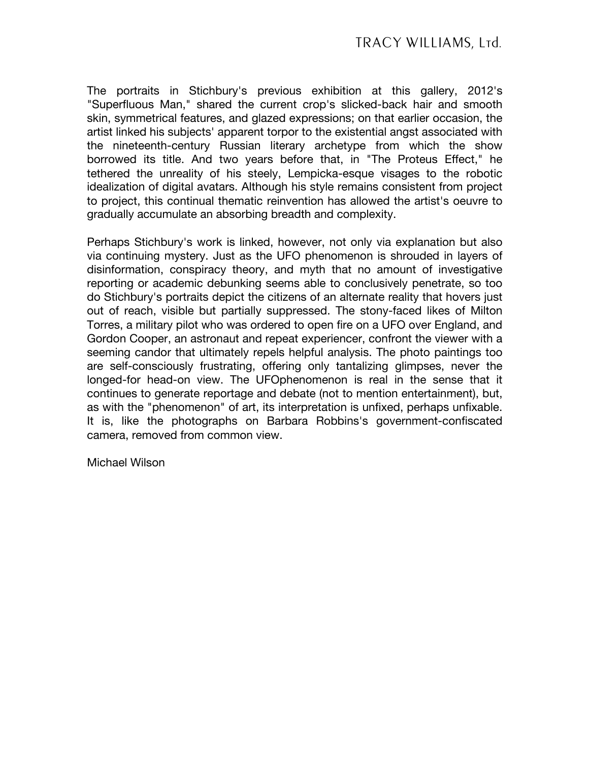The portraits in Stichbury's previous exhibition at this gallery, 2012's "Superfluous Man," shared the current crop's slicked-back hair and smooth skin, symmetrical features, and glazed expressions; on that earlier occasion, the artist linked his subjects' apparent torpor to the existential angst associated with the nineteenth-century Russian literary archetype from which the show borrowed its title. And two years before that, in "The Proteus Effect," he tethered the unreality of his steely, Lempicka-esque visages to the robotic idealization of digital avatars. Although his style remains consistent from project to project, this continual thematic reinvention has allowed the artist's oeuvre to gradually accumulate an absorbing breadth and complexity.

Perhaps Stichbury's work is linked, however, not only via explanation but also via continuing mystery. Just as the UFO phenomenon is shrouded in layers of disinformation, conspiracy theory, and myth that no amount of investigative reporting or academic debunking seems able to conclusively penetrate, so too do Stichbury's portraits depict the citizens of an alternate reality that hovers just out of reach, visible but partially suppressed. The stony-faced likes of Milton Torres, a military pilot who was ordered to open fire on a UFO over England, and Gordon Cooper, an astronaut and repeat experiencer, confront the viewer with a seeming candor that ultimately repels helpful analysis. The photo paintings too are self-consciously frustrating, offering only tantalizing glimpses, never the longed-for head-on view. The UFOphenomenon is real in the sense that it continues to generate reportage and debate (not to mention entertainment), but, as with the "phenomenon" of art, its interpretation is unfixed, perhaps unfixable. It is, like the photographs on Barbara Robbins's government-confiscated camera, removed from common view.

Michael Wilson